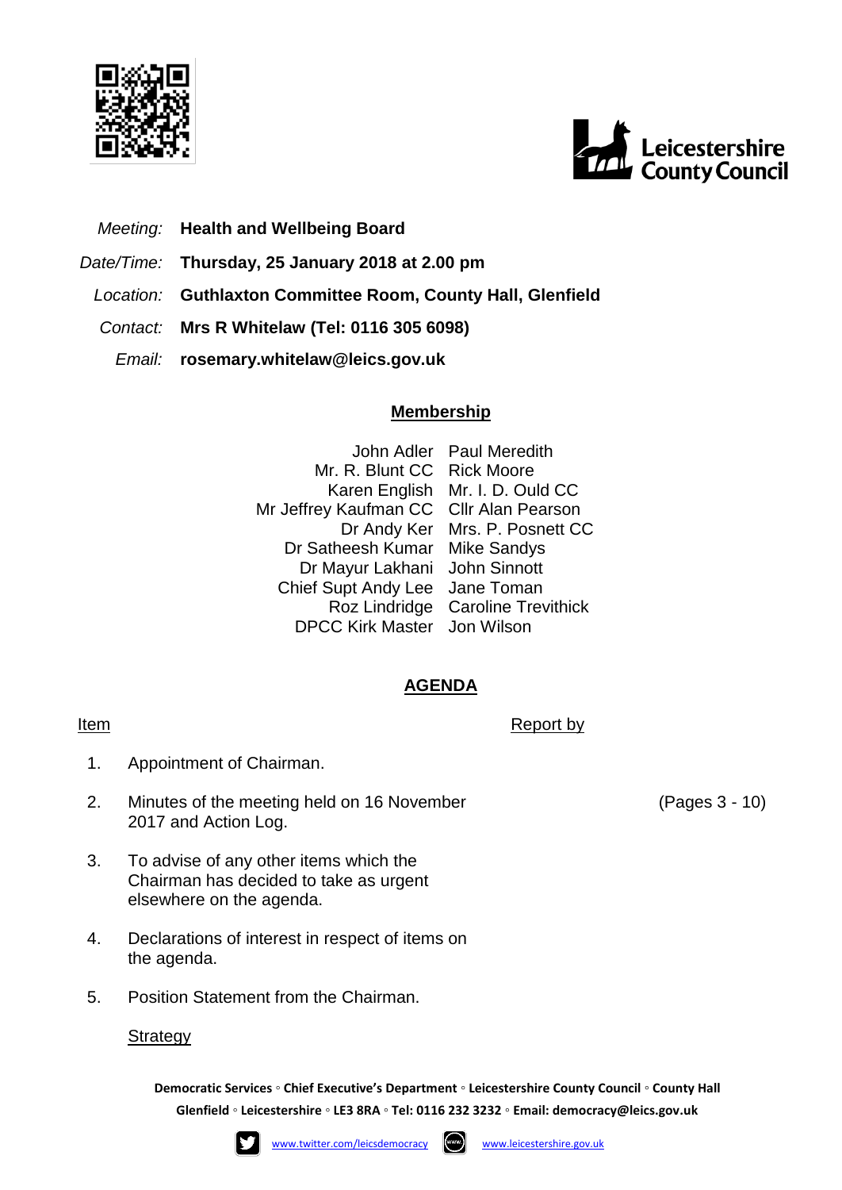*Meeting:* **Health and Wellbeing Board**

*Date/Time:* **Thursday, 25 January 2018 at 2.00 pm**

*Location:* **Guthlaxton Committee Room, County Hall, Glenfield**

*Contact:* **Mrs R Whitelaw (Tel: 0116 305 6098)**

*Email:* **rosemary.whitelaw@leics.gov.uk**

## Membership

| | |
|---|---|
| John Adler | Paul Meredith |
| Mr. R. Blunt CC | Rick Moore |
| Karen English | Mr. I. D. Ould CC |
| Mr Jeffrey Kaufman CC | Cllr Alan Pearson |
| Dr Andy Ker | Mrs. P. Posnett CC |
| Dr Satheesh Kumar | Mike Sandys |
| Dr Mayur Lakhani | John Sinnott |
| Chief Supt Andy Lee | Jane Toman |
| Roz Lindridge | Caroline Trevithick |
| DPCC Kirk Master | Jon Wilson |

## AGENDA

| Item | | Report by | |
|---|---|---|---|
| 1. | Appointment of Chairman. | | |
| 2. | Minutes of the meeting held on 16 November 2017 and Action Log. | | (Pages 3 - 10) |
| 3. | To advise of any other items which the Chairman has decided to take as urgent elsewhere on the agenda. | | |
| 4. | Declarations of interest in respect of items on the agenda. | | |
| 5. | Position Statement from the Chairman. | | |

Strategy

**Democratic Services ◦ Chief Executive's Department ◦ Leicestershire County Council ◦ County Hall Glenfield ◦ Leicestershire ◦ LE3 8RA ◦ Tel: 0116 232 3232 ◦ Email: democracy@leics.gov.uk**

www.twitter.com/leicsdemocracy www.leicestershire.gov.uk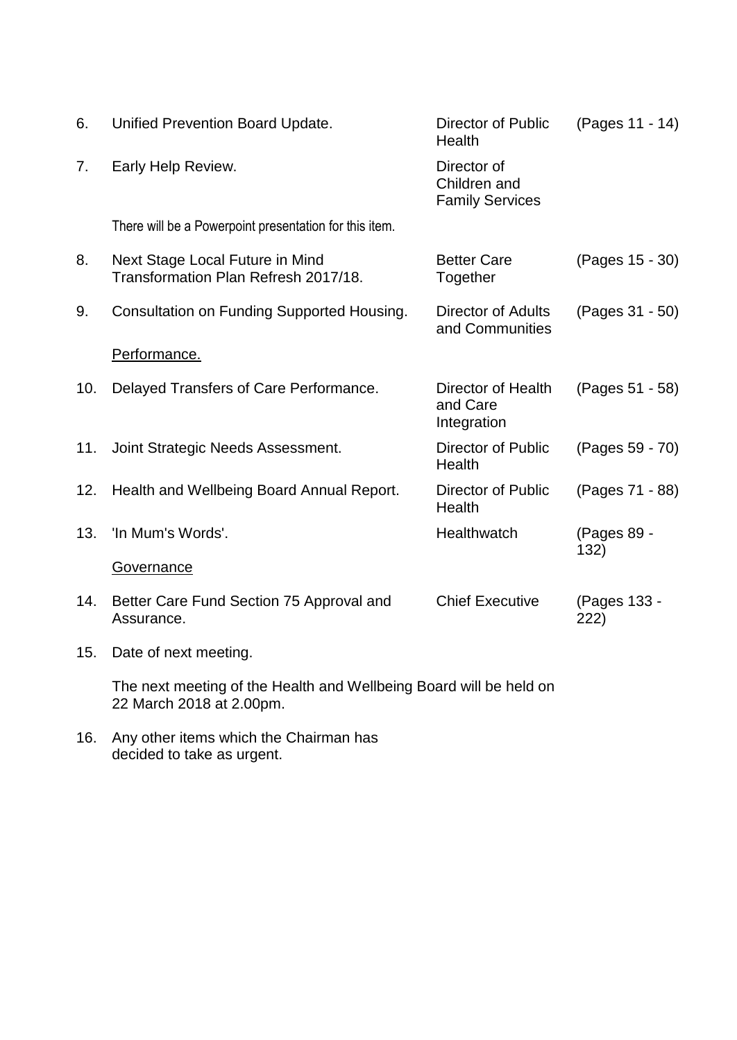| | | | |
|---|---|---|---|
| 6. | Unified Prevention Board Update. | Director of Public Health | (Pages 11 - 14) |
| 7. | Early Help Review. | Director of Children and Family Services | |
| | There will be a Powerpoint presentation for this item. | | |
| 8. | Next Stage Local Future in Mind Transformation Plan Refresh 2017/18. | Better Care Together | (Pages 15 - 30) |
| 9. | Consultation on Funding Supported Housing. | Director of Adults and Communities | (Pages 31 - 50) |
| | Performance. | | |
| 10. | Delayed Transfers of Care Performance. | Director of Health and Care Integration | (Pages 51 - 58) |
| 11. | Joint Strategic Needs Assessment. | Director of Public Health | (Pages 59 - 70) |
| 12. | Health and Wellbeing Board Annual Report. | Director of Public Health | (Pages 71 - 88) |
| 13. | 'In Mum's Words'. | Healthwatch | (Pages 89 - 132) |
| | Governance | | |
| 14. | Better Care Fund Section 75 Approval and Assurance. | Chief Executive | (Pages 133 - 222) |
| 15. | Date of next meeting. | | |
| | The next meeting of the Health and Wellbeing Board will be held on 22 March 2018 at 2.00pm. | | |
| 16. | Any other items which the Chairman has decided to take as urgent. | | |